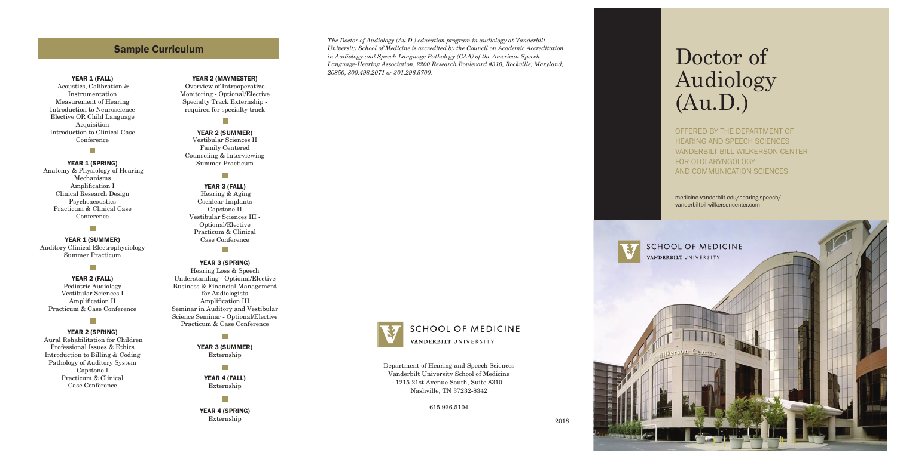## Sample Curriculum

**YEAR 1 (FALL)**
Acoustics, Calibration & Instrumentation
Measurement of Hearing
Introduction to Neuroscience
Elective OR Child Language Acquisition
Introduction to Clinical Case Conference

**YEAR 1 (SPRING)**
Anatomy & Physiology of Hearing Mechanisms
Amplification I
Clinical Research Design
Psychoacoustics
Practicum & Clinical Case Conference

**YEAR 1 (SUMMER)**
Auditory Clinical Electrophysiology
Summer Practicum

**YEAR 2 (FALL)**
Pediatric Audiology
Vestibular Sciences I
Amplification II
Practicum & Case Conference

**YEAR 2 (SPRING)**
Aural Rehabilitation for Children
Professional Issues & Ethics
Introduction to Billing & Coding
Pathology of Auditory System
Capstone I
Practicum & Clinical Case Conference

**YEAR 2 (MAYMESTER)**
Overview of Intraoperative Monitoring - Optional/Elective
Specialty Track Externship - required for specialty track

**YEAR 2 (SUMMER)**
Vestibular Sciences II
Family Centered Counseling & Interviewing
Summer Practicum

**YEAR 3 (FALL)**
Hearing & Aging
Cochlear Implants
Capstone II
Vestibular Sciences III - Optional/Elective
Practicum & Clinical Case Conference

**YEAR 3 (SPRING)**
Hearing Loss & Speech Understanding - Optional/Elective
Business & Financial Management for Audiologists
Amplification III
Seminar in Auditory and Vestibular Science Seminar - Optional/Elective
Practicum & Case Conference

**YEAR 3 (SUMMER)**
Externship

**YEAR 4 (FALL)**
Externship

**YEAR 4 (SPRING)**
Externship

*The Doctor of Audiology (Au.D.) education program in audiology at Vanderbilt University School of Medicine is accredited by the Council on Academic Accreditation in Audiology and Speech-Language Pathology (CAA) of the American Speech-Language-Hearing Association, 2200 Research Boulevard #310, Rockville, Maryland, 20850, 800.498.2071 or 301.296.5700.*

SCHOOL OF MEDICINE
VANDERBILT UNIVERSITY

Department of Hearing and Speech Sciences
Vanderbilt University School of Medicine
1215 21st Avenue South, Suite 8310
Nashville, TN 37232-8342

615.936.5104

2018

# Doctor of Audiology (Au.D.)

OFFERED BY THE DEPARTMENT OF HEARING AND SPEECH SCIENCES
VANDERBILT BILL WILKERSON CENTER FOR OTOLARYNGOLOGY AND COMMUNICATION SCIENCES

medicine.vanderbilt.edu/hearing-speech/
vanderbiltbillwilkersoncenter.com

SCHOOL OF MEDICINE
VANDERBILT UNIVERSITY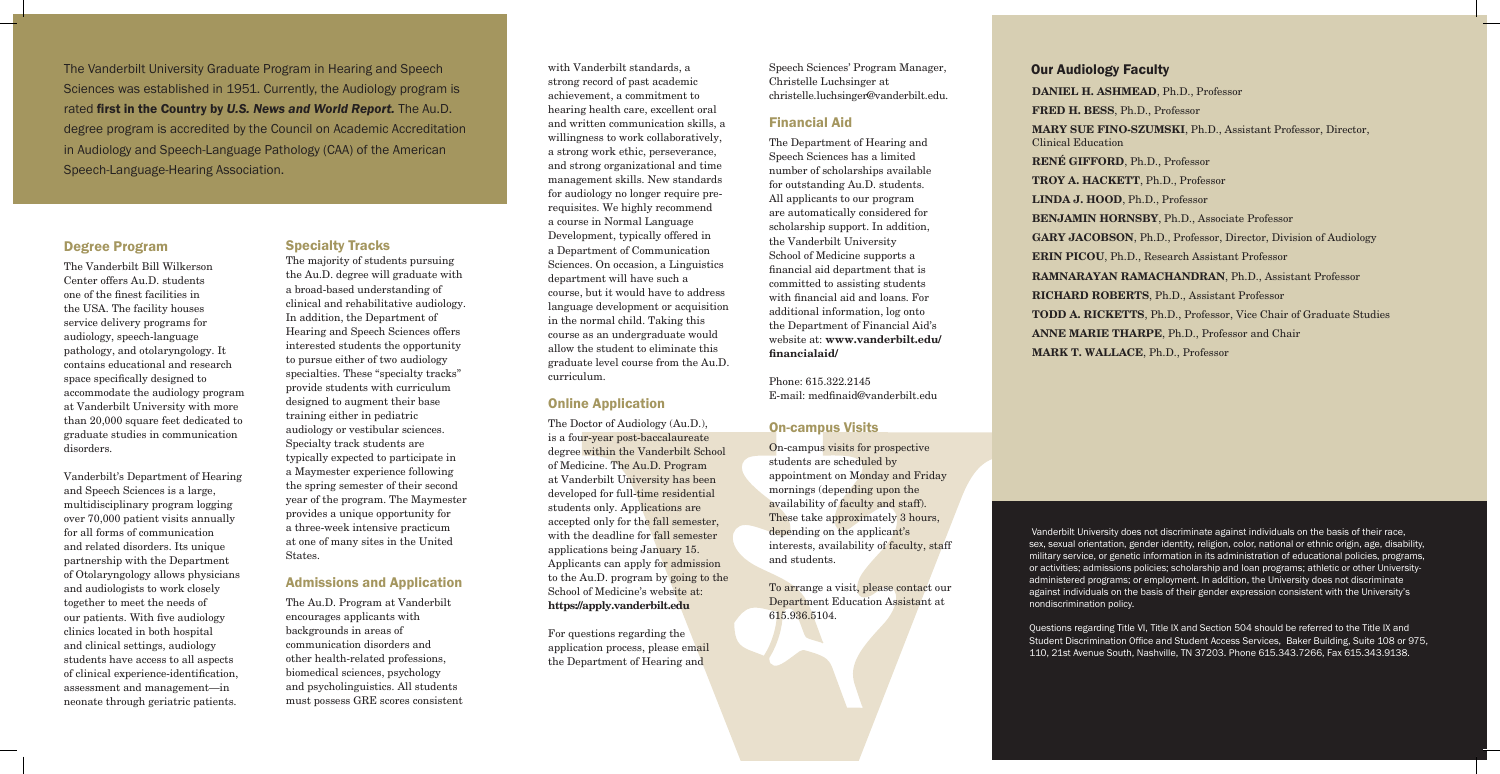The Vanderbilt University Graduate Program in Hearing and Speech Sciences was established in 1951. Currently, the Audiology program is rated **first in the Country by *U.S. News and World Report.*** The Au.D. degree program is accredited by the Council on Academic Accreditation in Audiology and Speech-Language Pathology (CAA) of the American Speech-Language-Hearing Association.

## Degree Program

The Vanderbilt Bill Wilkerson Center offers Au.D. students one of the finest facilities in the USA. The facility houses service delivery programs for audiology, speech-language pathology, and otolaryngology. It contains educational and research space specifically designed to accommodate the audiology program at Vanderbilt University with more than 20,000 square feet dedicated to graduate studies in communication disorders.

Vanderbilt's Department of Hearing and Speech Sciences is a large, multidisciplinary program logging over 70,000 patient visits annually for all forms of communication and related disorders. Its unique partnership with the Department of Otolaryngology allows physicians and audiologists to work closely together to meet the needs of our patients. With five audiology clinics located in both hospital and clinical settings, audiology students have access to all aspects of clinical experience-identification, assessment and management—in neonate through geriatric patients.

## Specialty Tracks

The majority of students pursuing the Au.D. degree will graduate with a broad-based understanding of clinical and rehabilitative audiology. In addition, the Department of Hearing and Speech Sciences offers interested students the opportunity to pursue either of two audiology specialties. These "specialty tracks" provide students with curriculum designed to augment their base training either in pediatric audiology or vestibular sciences. Specialty track students are typically expected to participate in a Maymester experience following the spring semester of their second year of the program. The Maymester provides a unique opportunity for a three-week intensive practicum at one of many sites in the United States.

## Admissions and Application

The Au.D. Program at Vanderbilt encourages applicants with backgrounds in areas of communication disorders and other health-related professions, biomedical sciences, psychology and psycholinguistics. All students must possess GRE scores consistent with Vanderbilt standards, a strong record of past academic achievement, a commitment to hearing health care, excellent oral and written communication skills, a willingness to work collaboratively, a strong work ethic, perseverance, and strong organizational and time management skills. New standards for audiology no longer require pre-requisites. We highly recommend a course in Normal Language Development, typically offered in a Department of Communication Sciences. On occasion, a Linguistics department will have such a course, but it would have to address language development or acquisition in the normal child. Taking this course as an undergraduate would allow the student to eliminate this graduate level course from the Au.D. curriculum.

## Online Application

The Doctor of Audiology (Au.D.), is a four-year post-baccalaureate degree within the Vanderbilt School of Medicine. The Au.D. Program at Vanderbilt University has been developed for full-time residential students only. Applications are accepted only for the fall semester, with the deadline for fall semester applications being January 15. Applicants can apply for admission to the Au.D. program by going to the School of Medicine's website at: **https://apply.vanderbilt.edu**

For questions regarding the application process, please email the Department of Hearing and Speech Sciences' Program Manager, Christelle Luchsinger at christelle.luchsinger@vanderbilt.edu.

## Financial Aid

The Department of Hearing and Speech Sciences has a limited number of scholarships available for outstanding Au.D. students. All applicants to our program are automatically considered for scholarship support. In addition, the Vanderbilt University School of Medicine supports a financial aid department that is committed to assisting students with financial aid and loans. For additional information, log onto the Department of Financial Aid's website at: **www.vanderbilt.edu/financialaid/**

Phone: 615.322.2145
E-mail: medfinaid@vanderbilt.edu

## On-campus Visits

On-campus visits for prospective students are scheduled by appointment on Monday and Friday mornings (depending upon the availability of faculty and staff). These take approximately 3 hours, depending on the applicant's interests, availability of faculty, staff and students.

To arrange a visit, please contact our Department Education Assistant at 615.936.5104.

## Our Audiology Faculty

**DANIEL H. ASHMEAD**, Ph.D., Professor
**FRED H. BESS**, Ph.D., Professor
**MARY SUE FINO-SZUMSKI**, Ph.D., Assistant Professor, Director, Clinical Education
**RENÉ GIFFORD**, Ph.D., Professor
**TROY A. HACKETT**, Ph.D., Professor
**LINDA J. HOOD**, Ph.D., Professor
**BENJAMIN HORNSBY**, Ph.D., Associate Professor
**GARY JACOBSON**, Ph.D., Professor, Director, Division of Audiology
**ERIN PICOU**, Ph.D., Research Assistant Professor
**RAMNARAYAN RAMACHANDRAN**, Ph.D., Assistant Professor
**RICHARD ROBERTS**, Ph.D., Assistant Professor
**TODD A. RICKETTS**, Ph.D., Professor, Vice Chair of Graduate Studies
**ANNE MARIE THARPE**, Ph.D., Professor and Chair
**MARK T. WALLACE**, Ph.D., Professor

Vanderbilt University does not discriminate against individuals on the basis of their race, sex, sexual orientation, gender identity, religion, color, national or ethnic origin, age, disability, military service, or genetic information in its administration of educational policies, programs, or activities; admissions policies; scholarship and loan programs; athletic or other University-administered programs; or employment. In addition, the University does not discriminate against individuals on the basis of their gender expression consistent with the University's nondiscrimination policy.

Questions regarding Title VI, Title IX and Section 504 should be referred to the Title IX and Student Discrimination Office and Student Access Services, Baker Building, Suite 108 or 975, 110, 21st Avenue South, Nashville, TN 37203. Phone 615.343.7266, Fax 615.343.9138.